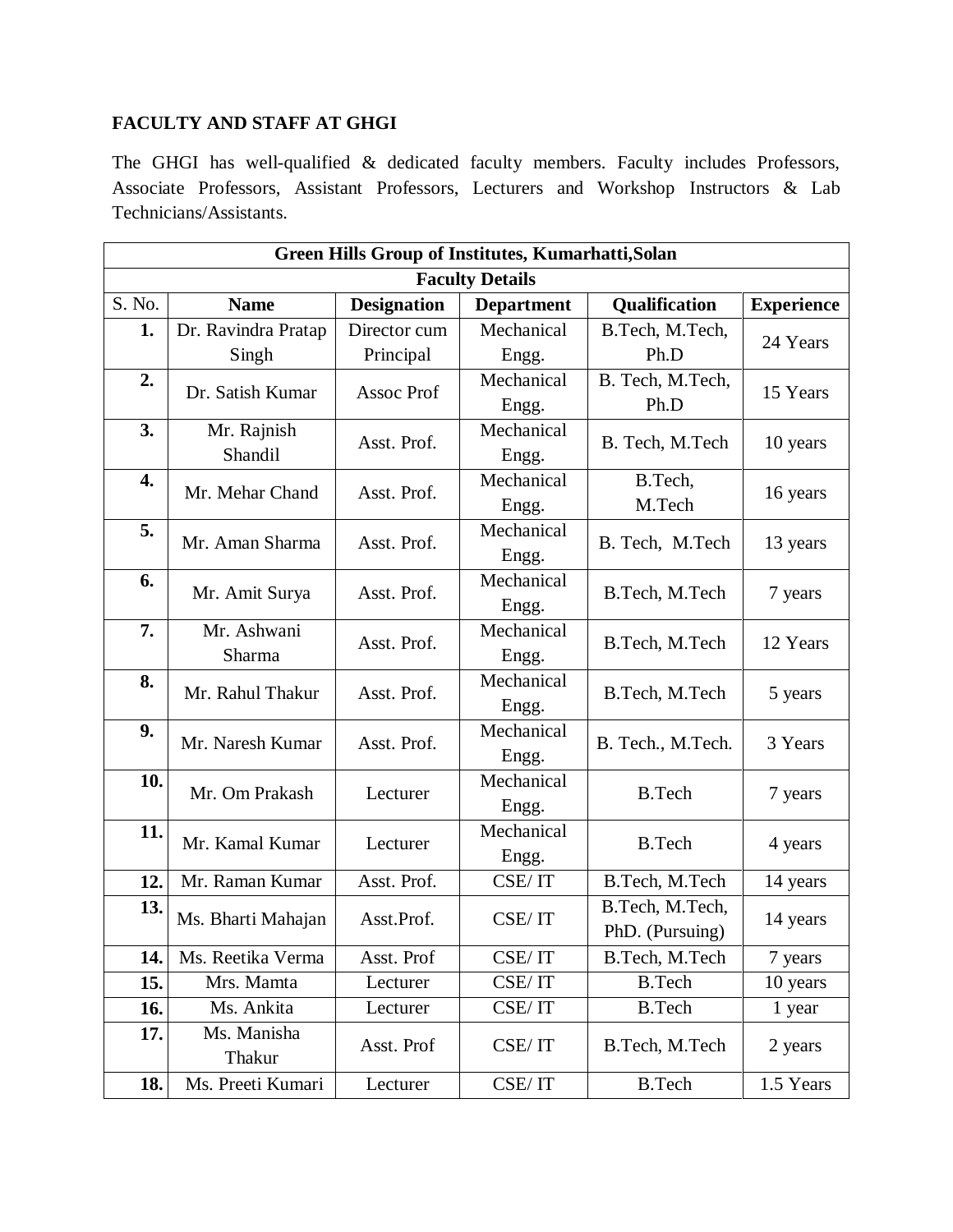## FACULTY AND STAFF AT GHGI

The GHGI has well-qualified & dedicated faculty members. Faculty includes Professors, Associate Professors, Assistant Professors, Lecturers and Workshop Instructors & Lab Technicians/Assistants.

| Green Hills Group of Institutes, Kumarhatti,Solan | | | | | |
|---|---|---|---|---|---|
| **Faculty Details** | | | | | |
| S. No. | **Name** | **Designation** | **Department** | **Qualification** | **Experience** |
| **1.** | Dr. Ravindra Pratap Singh | Director cum Principal | Mechanical Engg. | B.Tech, M.Tech, Ph.D | 24 Years |
| **2.** | Dr. Satish Kumar | Assoc Prof | Mechanical Engg. | B. Tech, M.Tech, Ph.D | 15 Years |
| **3.** | Mr. Rajnish Shandil | Asst. Prof. | Mechanical Engg. | B. Tech, M.Tech | 10 years |
| **4.** | Mr. Mehar Chand | Asst. Prof. | Mechanical Engg. | B.Tech, M.Tech | 16 years |
| **5.** | Mr. Aman Sharma | Asst. Prof. | Mechanical Engg. | B. Tech, M.Tech | 13 years |
| **6.** | Mr. Amit Surya | Asst. Prof. | Mechanical Engg. | B.Tech, M.Tech | 7 years |
| **7.** | Mr. Ashwani Sharma | Asst. Prof. | Mechanical Engg. | B.Tech, M.Tech | 12 Years |
| **8.** | Mr. Rahul Thakur | Asst. Prof. | Mechanical Engg. | B.Tech, M.Tech | 5 years |
| **9.** | Mr. Naresh Kumar | Asst. Prof. | Mechanical Engg. | B. Tech., M.Tech. | 3 Years |
| **10.** | Mr. Om Prakash | Lecturer | Mechanical Engg. | B.Tech | 7 years |
| **11.** | Mr. Kamal Kumar | Lecturer | Mechanical Engg. | B.Tech | 4 years |
| **12.** | Mr. Raman Kumar | Asst. Prof. | CSE/ IT | B.Tech, M.Tech | 14 years |
| **13.** | Ms. Bharti Mahajan | Asst.Prof. | CSE/ IT | B.Tech, M.Tech, PhD. (Pursuing) | 14 years |
| **14.** | Ms. Reetika Verma | Asst. Prof | CSE/ IT | B.Tech, M.Tech | 7 years |
| **15.** | Mrs. Mamta | Lecturer | CSE/ IT | B.Tech | 10 years |
| **16.** | Ms. Ankita | Lecturer | CSE/ IT | B.Tech | 1 year |
| **17.** | Ms. Manisha Thakur | Asst. Prof | CSE/ IT | B.Tech, M.Tech | 2 years |
| **18.** | Ms. Preeti Kumari | Lecturer | CSE/ IT | B.Tech | 1.5 Years |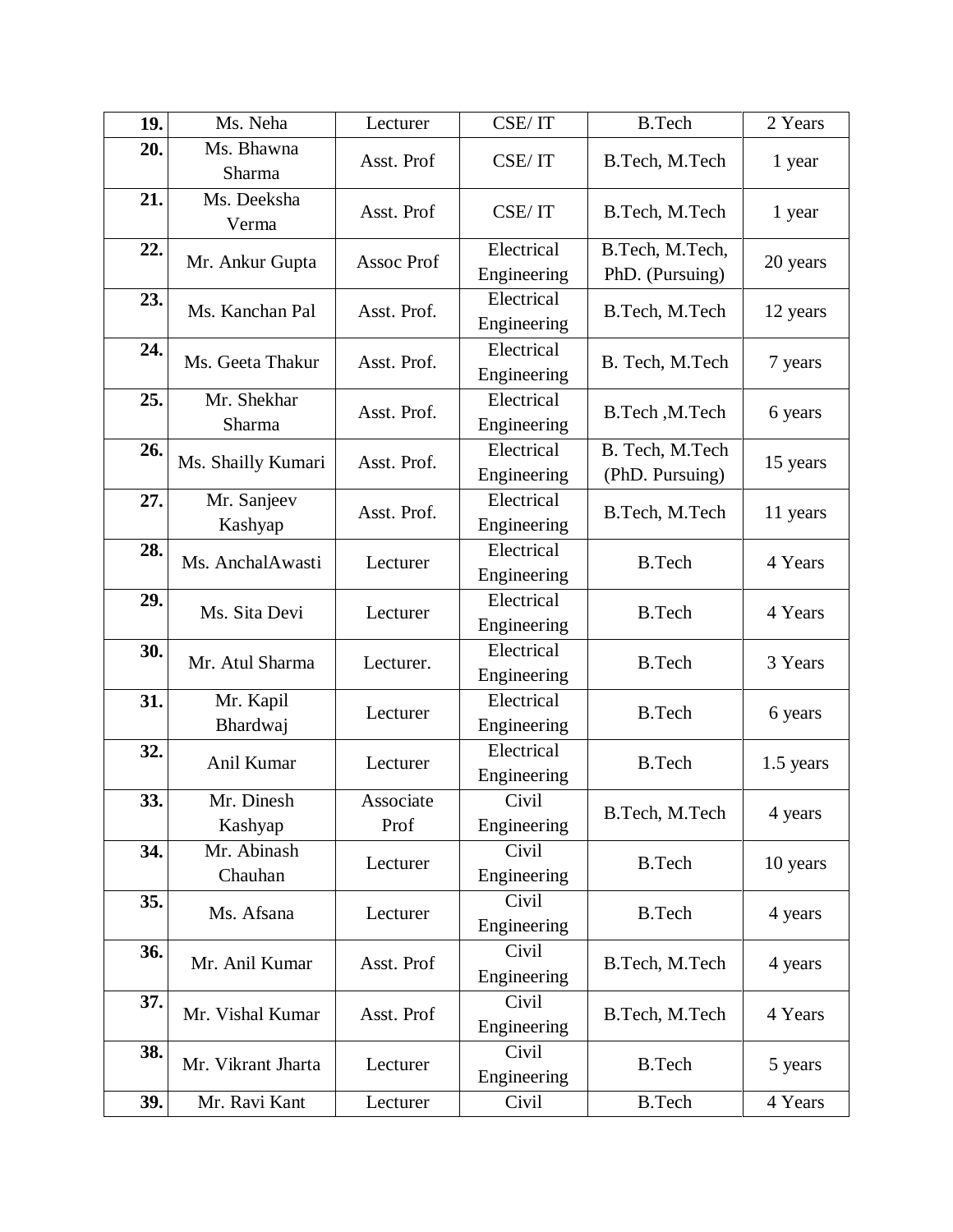| 19. | Ms. Neha | Lecturer | CSE/ IT | B.Tech | 2 Years |
|---|---|---|---|---|---|
| 20. | Ms. Bhawna Sharma | Asst. Prof | CSE/ IT | B.Tech, M.Tech | 1 year |
| 21. | Ms. Deeksha Verma | Asst. Prof | CSE/ IT | B.Tech, M.Tech | 1 year |
| 22. | Mr. Ankur Gupta | Assoc Prof | Electrical Engineering | B.Tech, M.Tech, PhD. (Pursuing) | 20 years |
| 23. | Ms. Kanchan Pal | Asst. Prof. | Electrical Engineering | B.Tech, M.Tech | 12 years |
| 24. | Ms. Geeta Thakur | Asst. Prof. | Electrical Engineering | B. Tech, M.Tech | 7 years |
| 25. | Mr. Shekhar Sharma | Asst. Prof. | Electrical Engineering | B.Tech ,M.Tech | 6 years |
| 26. | Ms. Shailly Kumari | Asst. Prof. | Electrical Engineering | B. Tech, M.Tech (PhD. Pursuing) | 15 years |
| 27. | Mr. Sanjeev Kashyap | Asst. Prof. | Electrical Engineering | B.Tech, M.Tech | 11 years |
| 28. | Ms. AnchalAwasti | Lecturer | Electrical Engineering | B.Tech | 4 Years |
| 29. | Ms. Sita Devi | Lecturer | Electrical Engineering | B.Tech | 4 Years |
| 30. | Mr. Atul Sharma | Lecturer. | Electrical Engineering | B.Tech | 3 Years |
| 31. | Mr. Kapil Bhardwaj | Lecturer | Electrical Engineering | B.Tech | 6 years |
| 32. | Anil Kumar | Lecturer | Electrical Engineering | B.Tech | 1.5 years |
| 33. | Mr. Dinesh Kashyap | Associate Prof | Civil Engineering | B.Tech, M.Tech | 4 years |
| 34. | Mr. Abinash Chauhan | Lecturer | Civil Engineering | B.Tech | 10 years |
| 35. | Ms. Afsana | Lecturer | Civil Engineering | B.Tech | 4 years |
| 36. | Mr. Anil Kumar | Asst. Prof | Civil Engineering | B.Tech, M.Tech | 4 years |
| 37. | Mr. Vishal Kumar | Asst. Prof | Civil Engineering | B.Tech, M.Tech | 4 Years |
| 38. | Mr. Vikrant Jharta | Lecturer | Civil Engineering | B.Tech | 5 years |
| 39. | Mr. Ravi Kant | Lecturer | Civil | B.Tech | 4 Years |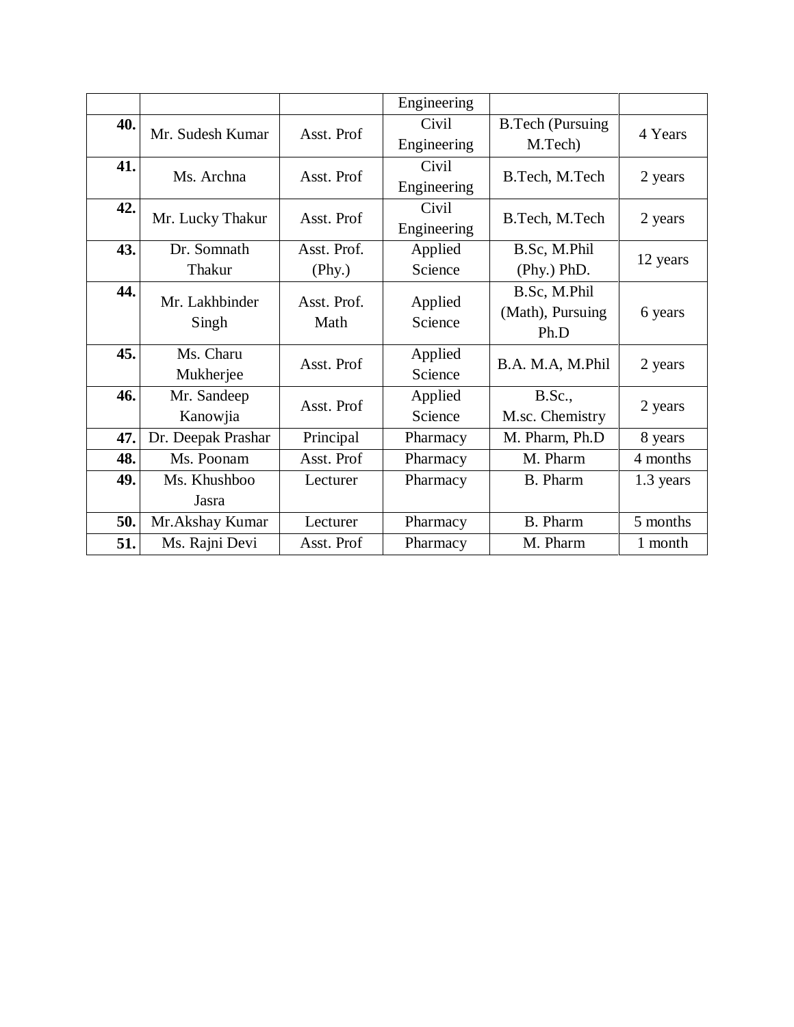| | | | | | |
|---|---|---|---|---|---|
| | | | Engineering | | |
| **40.** | Mr. Sudesh Kumar | Asst. Prof | Civil Engineering | B.Tech (Pursuing M.Tech) | 4 Years |
| **41.** | Ms. Archna | Asst. Prof | Civil Engineering | B.Tech, M.Tech | 2 years |
| **42.** | Mr. Lucky Thakur | Asst. Prof | Civil Engineering | B.Tech, M.Tech | 2 years |
| **43.** | Dr. Somnath Thakur | Asst. Prof. (Phy.) | Applied Science | B.Sc, M.Phil (Phy.) PhD. | 12 years |
| **44.** | Mr. Lakhbinder Singh | Asst. Prof. Math | Applied Science | B.Sc, M.Phil (Math), Pursuing Ph.D | 6 years |
| **45.** | Ms. Charu Mukherjee | Asst. Prof | Applied Science | B.A. M.A, M.Phil | 2 years |
| **46.** | Mr. Sandeep Kanowjia | Asst. Prof | Applied Science | B.Sc., M.sc. Chemistry | 2 years |
| **47.** | Dr. Deepak Prashar | Principal | Pharmacy | M. Pharm, Ph.D | 8 years |
| **48.** | Ms. Poonam | Asst. Prof | Pharmacy | M. Pharm | 4 months |
| **49.** | Ms. Khushboo Jasra | Lecturer | Pharmacy | B. Pharm | 1.3 years |
| **50.** | Mr.Akshay Kumar | Lecturer | Pharmacy | B. Pharm | 5 months |
| **51.** | Ms. Rajni Devi | Asst. Prof | Pharmacy | M. Pharm | 1 month |